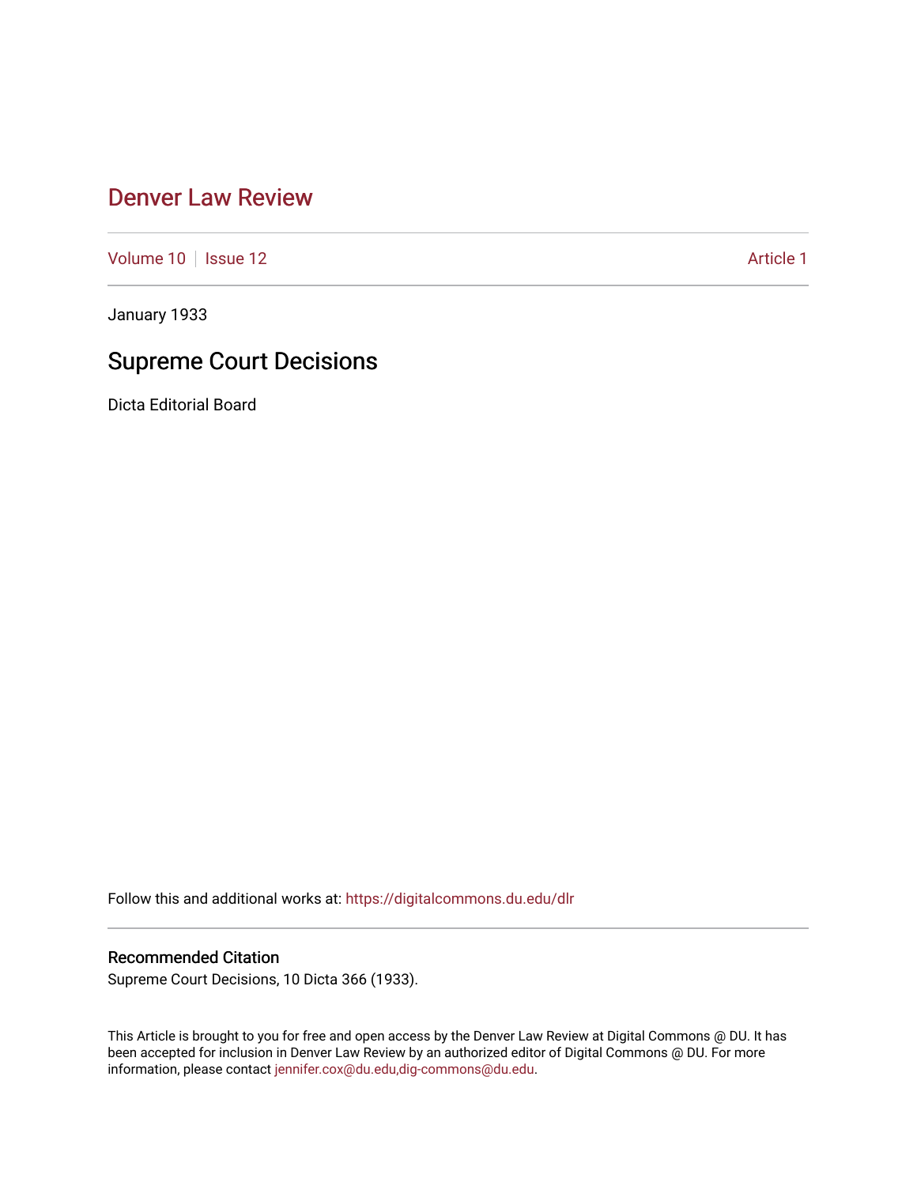# Denver Law Review

Volume 10 | Issue 12 | Article 1

January 1933

## Supreme Court Decisions

Dicta Editorial Board

Follow this and additional works at: https://digitalcommons.du.edu/dlr

### Recommended Citation

Supreme Court Decisions, 10 Dicta 366 (1933).

This Article is brought to you for free and open access by the Denver Law Review at Digital Commons @ DU. It has been accepted for inclusion in Denver Law Review by an authorized editor of Digital Commons @ DU. For more information, please contact jennifer.cox@du.edu,dig-commons@du.edu.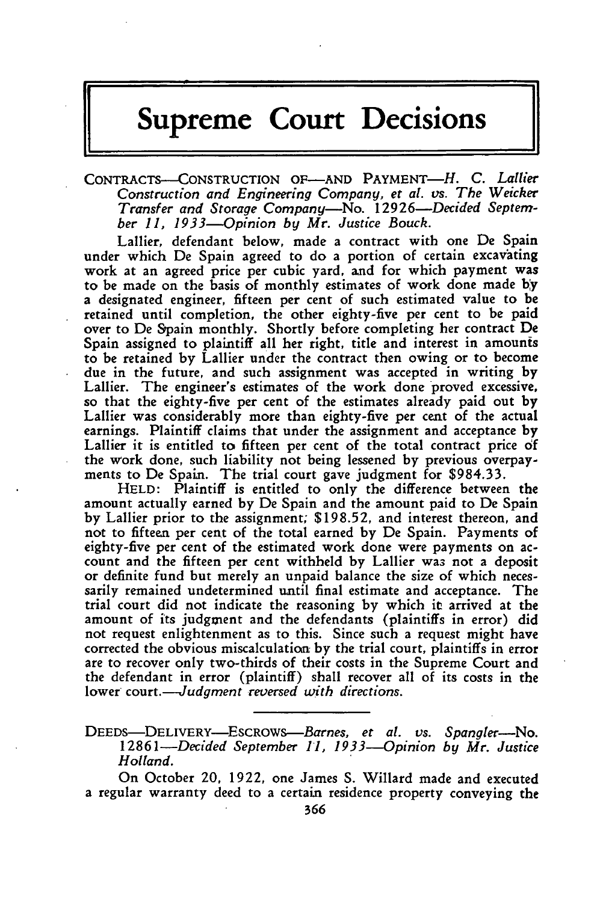# Supreme Court Decisions

CONTRACTS—CONSTRUCTION OF—AND PAYMENT—*H. C. Lallier Construction and Engineering Company, et al. vs. The Weicker Transfer and Storage Company*—No. 12926—*Decided September 11, 1933*—*Opinion by Mr. Justice Bouck.*

Lallier, defendant below, made a contract with one De Spain under which De Spain agreed to do a portion of certain excavating work at an agreed price per cubic yard, and for which payment was to be made on the basis of monthly estimates of work done made by a designated engineer, fifteen per cent of such estimated value to be retained until completion, the other eighty-five per cent to be paid over to De Spain monthly. Shortly before completing her contract De Spain assigned to plaintiff all her right, title and interest in amounts to be retained by Lallier under the contract then owing or to become due in the future, and such assignment was accepted in writing by Lallier. The engineer's estimates of the work done proved excessive, so that the eighty-five per cent of the estimates already paid out by Lallier was considerably more than eighty-five per cent of the actual earnings. Plaintiff claims that under the assignment and acceptance by Lallier it is entitled to fifteen per cent of the total contract price of the work done, such liability not being lessened by previous overpayments to De Spain. The trial court gave judgment for $984.33.

HELD: Plaintiff is entitled to only the difference between the amount actually earned by De Spain and the amount paid to De Spain by Lallier prior to the assignment; $198.52, and interest thereon, and not to fifteen per cent of the total earned by De Spain. Payments of eighty-five per cent of the estimated work done were payments on account and the fifteen per cent withheld by Lallier was not a deposit or definite fund but merely an unpaid balance the size of which necessarily remained undetermined until final estimate and acceptance. The trial court did not indicate the reasoning by which it arrived at the amount of its judgment and the defendants (plaintiffs in error) did not request enlightenment as to this. Since such a request might have corrected the obvious miscalculation by the trial court, plaintiffs in error are to recover only two-thirds of their costs in the Supreme Court and the defendant in error (plaintiff) shall recover all of its costs in the lower court.—*Judgment reversed with directions.*

---

DEEDS—DELIVERY—ESCROWS—*Barnes, et al. vs. Spangler*—No. 12861—*Decided September 11, 1933*—*Opinion by Mr. Justice Holland.*

On October 20, 1922, one James S. Willard made and executed a regular warranty deed to a certain residence property conveying the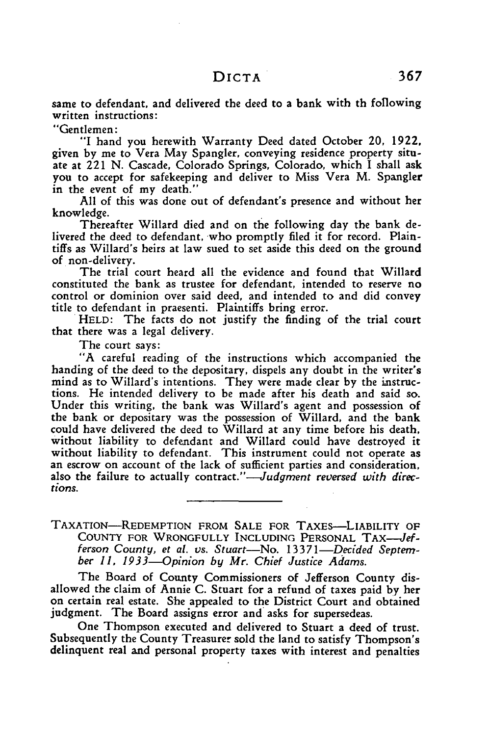same to defendant, and delivered the deed to a bank with th following written instructions:

"Gentlemen:

"I hand you herewith Warranty Deed dated October 20, 1922, given by me to Vera May Spangler, conveying residence property situate at 221 N. Cascade, Colorado Springs, Colorado, which I shall ask you to accept for safekeeping and deliver to Miss Vera M. Spangler in the event of my death."

All of this was done out of defendant's presence and without her knowledge.

Thereafter Willard died and on the following day the bank delivered the deed to defendant, who promptly filed it for record. Plaintiffs as Willard's heirs at law sued to set aside this deed on the ground of non-delivery.

The trial court heard all the evidence and found that Willard constituted the bank as trustee for defendant, intended to reserve no control or dominion over said deed, and intended to and did convey title to defendant in praesenti. Plaintiffs bring error.

HELD: The facts do not justify the finding of the trial court that there was a legal delivery.

The court says:

"A careful reading of the instructions which accompanied the handing of the deed to the depositary, dispels any doubt in the writer's mind as to Willard's intentions. They were made clear by the instructions. He intended delivery to be made after his death and said so. Under this writing, the bank was Willard's agent and possession of the bank or depositary was the possession of Willard, and the bank could have delivered the deed to Willard at any time before his death, without liability to defendant and Willard could have destroyed it without liability to defendant. This instrument could not operate as an escrow on account of the lack of sufficient parties and consideration, also the failure to actually contract."—*Judgment reversed with directions.*

---

TAXATION—REDEMPTION FROM SALE FOR TAXES—LIABILITY OF COUNTY FOR WRONGFULLY INCLUDING PERSONAL TAX—*Jefferson County, et al. vs. Stuart—No. 13371—Decided September 11, 1933—Opinion by Mr. Chief Justice Adams.*

The Board of County Commissioners of Jefferson County disallowed the claim of Annie C. Stuart for a refund of taxes paid by her on certain real estate. She appealed to the District Court and obtained judgment. The Board assigns error and asks for supersedeas.

One Thompson executed and delivered to Stuart a deed of trust. Subsequently the County Treasurer sold the land to satisfy Thompson's delinquent real and personal property taxes with interest and penalties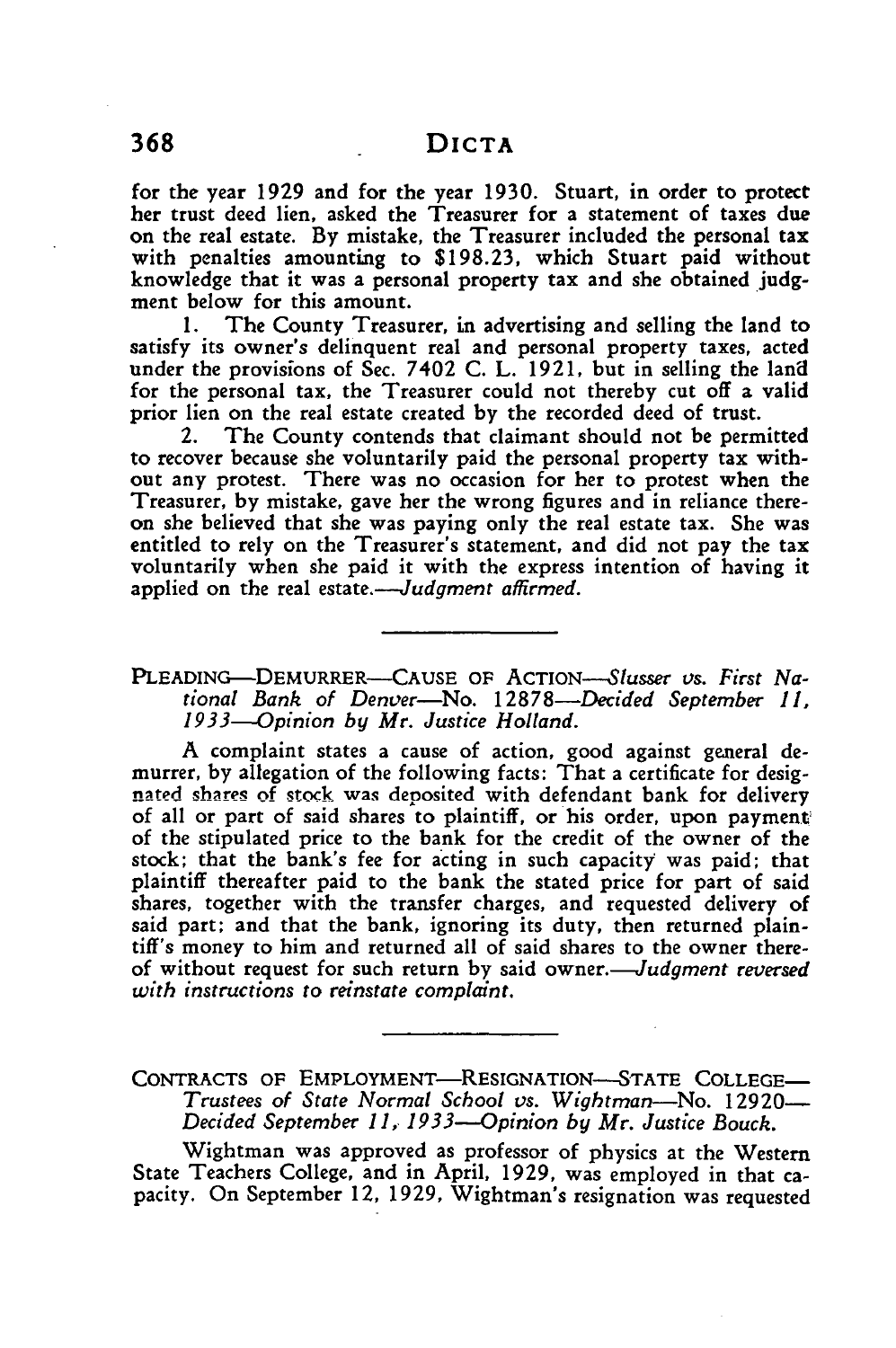for the year 1929 and for the year 1930. Stuart, in order to protect her trust deed lien, asked the Treasurer for a statement of taxes due on the real estate. By mistake, the Treasurer included the personal tax with penalties amounting to $198.23, which Stuart paid without knowledge that it was a personal property tax and she obtained judgment below for this amount.

1. The County Treasurer, in advertising and selling the land to satisfy its owner's delinquent real and personal property taxes, acted under the provisions of Sec. 7402 C. L. 1921, but in selling the land for the personal tax, the Treasurer could not thereby cut off a valid prior lien on the real estate created by the recorded deed of trust.

2. The County contends that claimant should not be permitted to recover because she voluntarily paid the personal property tax without any protest. There was no occasion for her to protest when the Treasurer, by mistake, gave her the wrong figures and in reliance thereon she believed that she was paying only the real estate tax. She was entitled to rely on the Treasurer's statement, and did not pay the tax voluntarily when she paid it with the express intention of having it applied on the real estate.—*Judgment affirmed.*

---

PLEADING—DEMURRER—CAUSE OF ACTION—*Slusser vs. First National Bank of Denver*—No. 12878—*Decided September 11, 1933—Opinion by Mr. Justice Holland.*

A complaint states a cause of action, good against general demurrer, by allegation of the following facts: That a certificate for designated shares of stock was deposited with defendant bank for delivery of all or part of said shares to plaintiff, or his order, upon payment of the stipulated price to the bank for the credit of the owner of the stock; that the bank's fee for acting in such capacity was paid; that plaintiff thereafter paid to the bank the stated price for part of said shares, together with the transfer charges, and requested delivery of said part; and that the bank, ignoring its duty, then returned plaintiff's money to him and returned all of said shares to the owner thereof without request for such return by said owner.—*Judgment reversed with instructions to reinstate complaint.*

---

CONTRACTS OF EMPLOYMENT—RESIGNATION—STATE COLLEGE—*Trustees of State Normal School vs. Wightman*—No. 12920—*Decided September 11, 1933—Opinion by Mr. Justice Bouck.*

Wightman was approved as professor of physics at the Western State Teachers College, and in April, 1929, was employed in that capacity. On September 12, 1929, Wightman's resignation was requested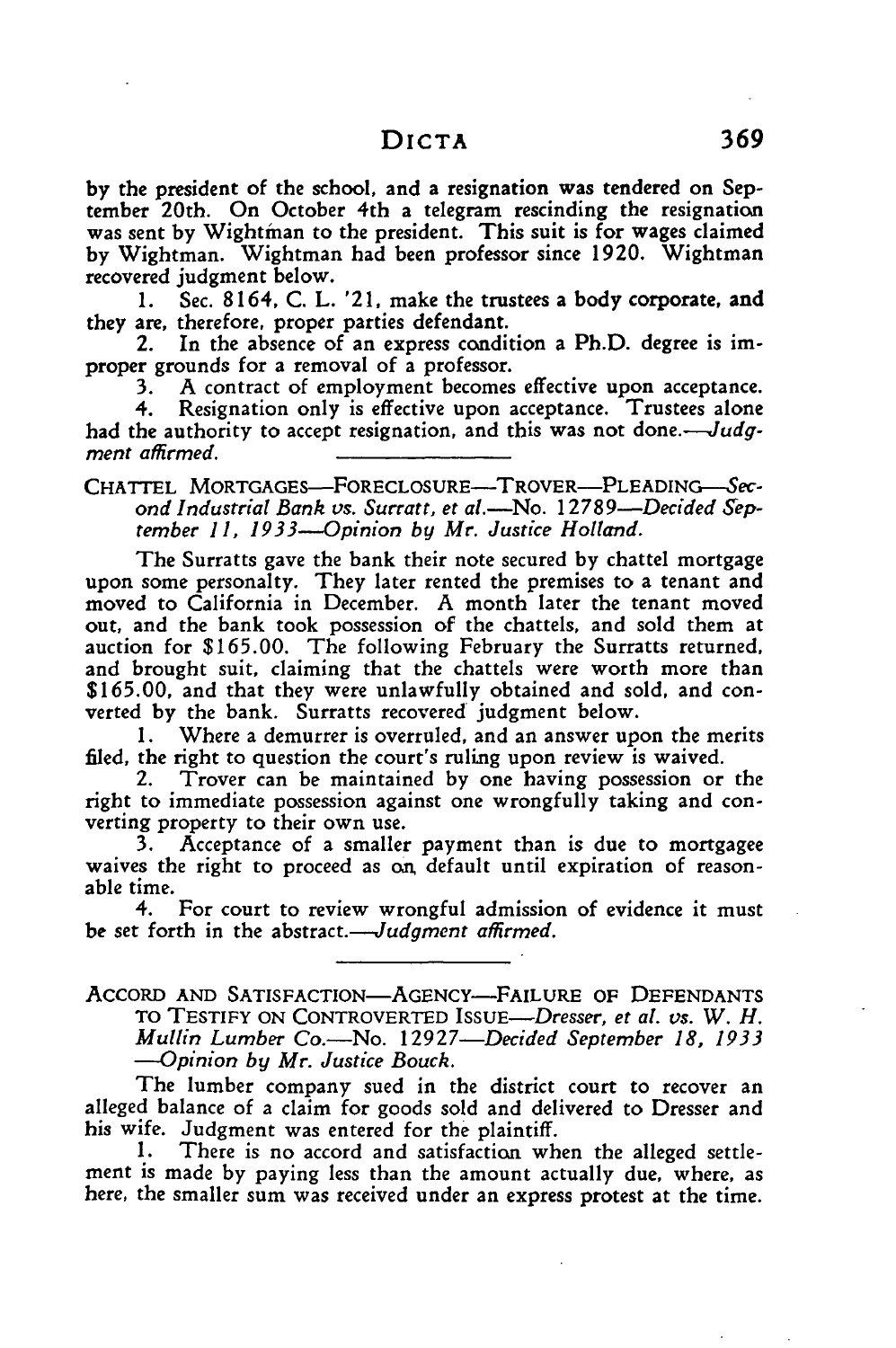by the president of the school, and a resignation was tendered on September 20th. On October 4th a telegram rescinding the resignation was sent by Wightman to the president. This suit is for wages claimed by Wightman. Wightman had been professor since 1920. Wightman recovered judgment below.

1. Sec. 8164, C. L. '21, make the trustees a body corporate, and they are, therefore, proper parties defendant.

2. In the absence of an express condition a Ph.D. degree is improper grounds for a removal of a professor.

3. A contract of employment becomes effective upon acceptance.

4. Resignation only is effective upon acceptance. Trustees alone had the authority to accept resignation, and this was not done.—*Judgment affirmed.*

---

CHATTEL MORTGAGES—FORECLOSURE—TROVER—PLEADING—*Second Industrial Bank vs. Surratt, et al.*—No. 12789—*Decided September 11, 1933*—*Opinion by Mr. Justice Holland.*

The Surratts gave the bank their note secured by chattel mortgage upon some personalty. They later rented the premises to a tenant and moved to California in December. A month later the tenant moved out, and the bank took possession of the chattels, and sold them at auction for $165.00. The following February the Surratts returned, and brought suit, claiming that the chattels were worth more than $165.00, and that they were unlawfully obtained and sold, and converted by the bank. Surratts recovered judgment below.

1. Where a demurrer is overruled, and an answer upon the merits filed, the right to question the court's ruling upon review is waived.

2. Trover can be maintained by one having possession or the right to immediate possession against one wrongfully taking and converting property to their own use.

3. Acceptance of a smaller payment than is due to mortgagee waives the right to proceed as on default until expiration of reasonable time.

4. For court to review wrongful admission of evidence it must be set forth in the abstract.—*Judgment affirmed.*

---

ACCORD AND SATISFACTION—AGENCY—FAILURE OF DEFENDANTS TO TESTIFY ON CONTROVERTED ISSUE—*Dresser, et al. vs. W. H. Mullin Lumber Co.*—No. 12927—*Decided September 18, 1933*—*Opinion by Mr. Justice Bouck.*

The lumber company sued in the district court to recover an alleged balance of a claim for goods sold and delivered to Dresser and his wife. Judgment was entered for the plaintiff.

1. There is no accord and satisfaction when the alleged settlement is made by paying less than the amount actually due, where, as here, the smaller sum was received under an express protest at the time.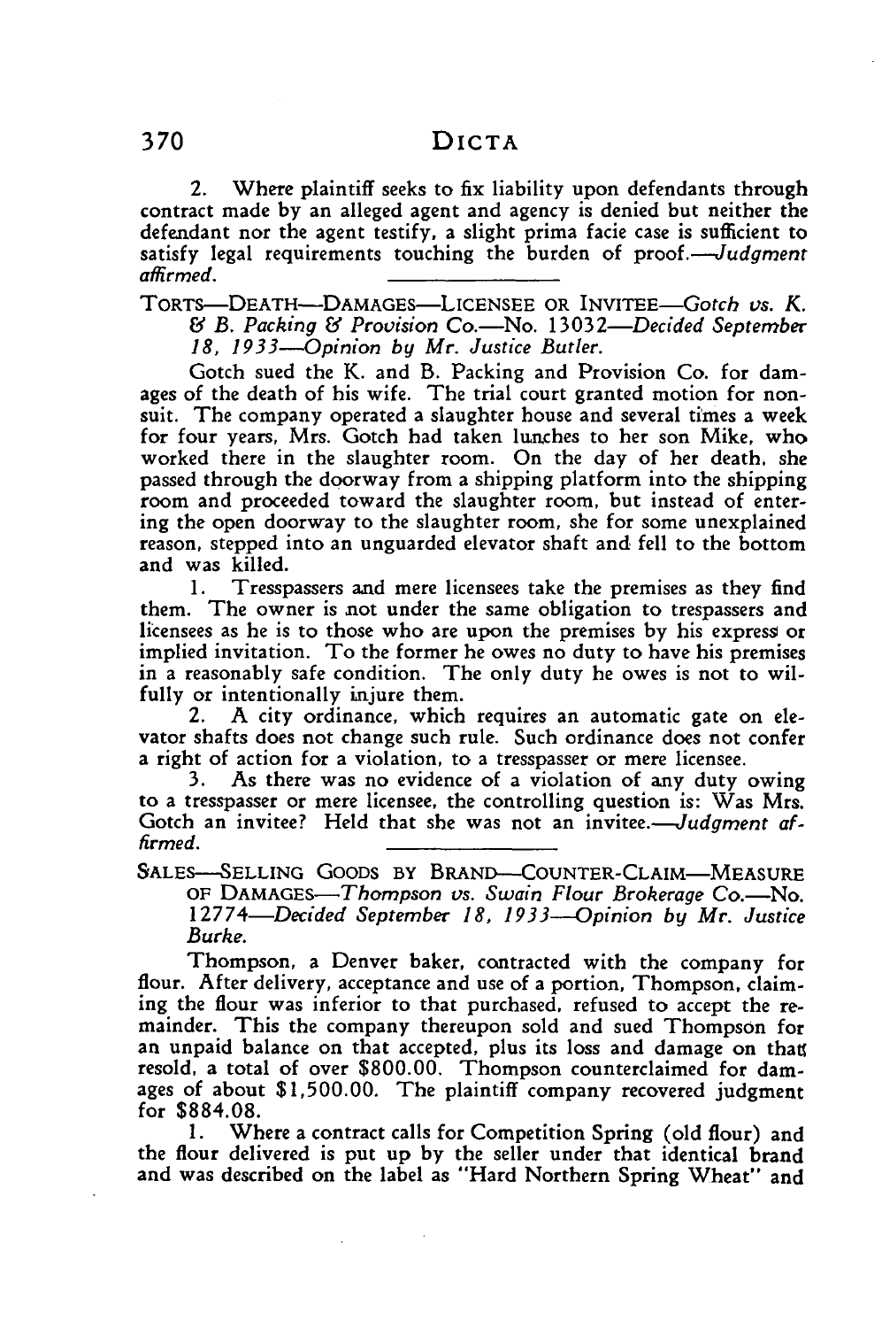2. Where plaintiff seeks to fix liability upon defendants through contract made by an alleged agent and agency is denied but neither the defendant nor the agent testify, a slight prima facie case is sufficient to satisfy legal requirements touching the burden of proof.—*Judgment affirmed.*

TORTS—DEATH—DAMAGES—LICENSEE OR INVITEE—*Gotch vs. K. & B. Packing & Provision Co.*—No. 13032—*Decided September 18, 1933*—*Opinion by Mr. Justice Butler.*

Gotch sued the K. and B. Packing and Provision Co. for damages of the death of his wife. The trial court granted motion for non-suit. The company operated a slaughter house and several times a week for four years, Mrs. Gotch had taken lunches to her son Mike, who worked there in the slaughter room. On the day of her death, she passed through the doorway from a shipping platform into the shipping room and proceeded toward the slaughter room, but instead of entering the open doorway to the slaughter room, she for some unexplained reason, stepped into an unguarded elevator shaft and fell to the bottom and was killed.

1. Tresspassers and mere licensees take the premises as they find them. The owner is not under the same obligation to trespassers and licensees as he is to those who are upon the premises by his express or implied invitation. To the former he owes no duty to have his premises in a reasonably safe condition. The only duty he owes is not to wilfully or intentionally injure them.

2. A city ordinance, which requires an automatic gate on elevator shafts does not change such rule. Such ordinance does not confer a right of action for a violation, to a tresspasser or mere licensee.

3. As there was no evidence of a violation of any duty owing to a tresspasser or mere licensee, the controlling question is: Was Mrs. Gotch an invitee? Held that she was not an invitee.—*Judgment affirmed.*

SALES—SELLING GOODS BY BRAND—COUNTER-CLAIM—MEASURE OF DAMAGES—*Thompson vs. Swain Flour Brokerage Co.*—No. 12774—*Decided September 18, 1933*—*Opinion by Mr. Justice Burke.*

Thompson, a Denver baker, contracted with the company for flour. After delivery, acceptance and use of a portion, Thompson, claiming the flour was inferior to that purchased, refused to accept the remainder. This the company thereupon sold and sued Thompson for an unpaid balance on that accepted, plus its loss and damage on that resold, a total of over $800.00. Thompson counterclaimed for damages of about $1,500.00. The plaintiff company recovered judgment for $884.08.

1. Where a contract calls for Competition Spring (old flour) and the flour delivered is put up by the seller under that identical brand and was described on the label as "Hard Northern Spring Wheat" and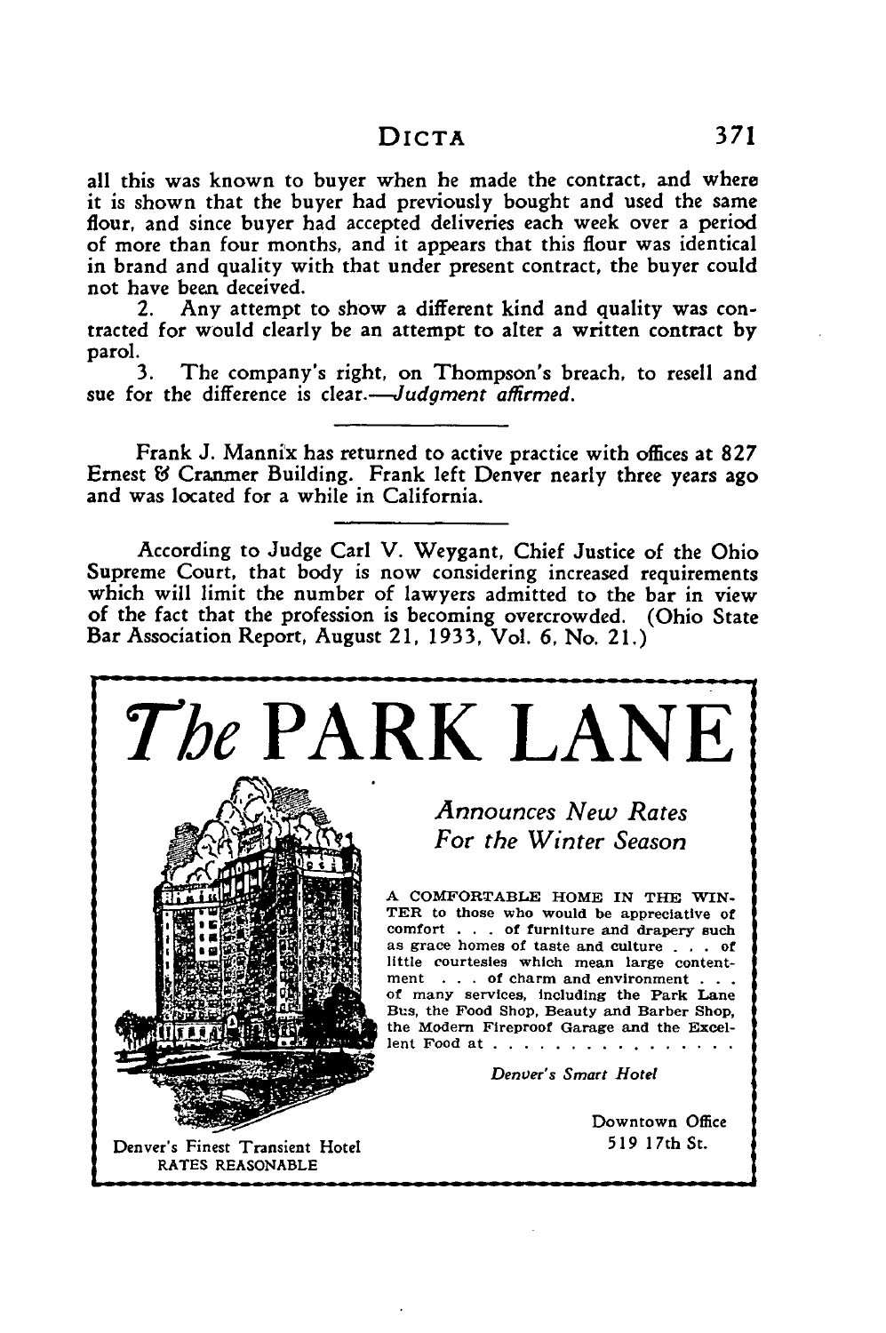all this was known to buyer when he made the contract, and where it is shown that the buyer had previously bought and used the same flour, and since buyer had accepted deliveries each week over a period of more than four months, and it appears that this flour was identical in brand and quality with that under present contract, the buyer could not have been deceived.

2. Any attempt to show a different kind and quality was contracted for would clearly be an attempt to alter a written contract by parol.

3. The company's right, on Thompson's breach, to resell and sue for the difference is clear.—*Judgment affirmed.*

---

Frank J. Mannix has returned to active practice with offices at 827 Ernest & Cranmer Building. Frank left Denver nearly three years ago and was located for a while in California.

---

According to Judge Carl V. Weygant, Chief Justice of the Ohio Supreme Court, that body is now considering increased requirements which will limit the number of lawyers admitted to the bar in view of the fact that the profession is becoming overcrowded. (Ohio State Bar Association Report, August 21, 1933, Vol. 6, No. 21.)

---

# *The* PARK LANE

*Announces New Rates For the Winter Season*

A COMFORTABLE HOME IN THE WINTER to those who would be appreciative of comfort . . . of furniture and drapery such as grace homes of taste and culture . . . of little courtesies which mean large contentment . . . of charm and environment . . . of many services, including the Park Lane Bus, the Food Shop, Beauty and Barber Shop, the Modern Fireproof Garage and the Excellent Food at . . . . . . . . . . . . . . .

*Denver's Smart Hotel*

Denver's Finest Transient Hotel
RATES REASONABLE

Downtown Office
519 17th St.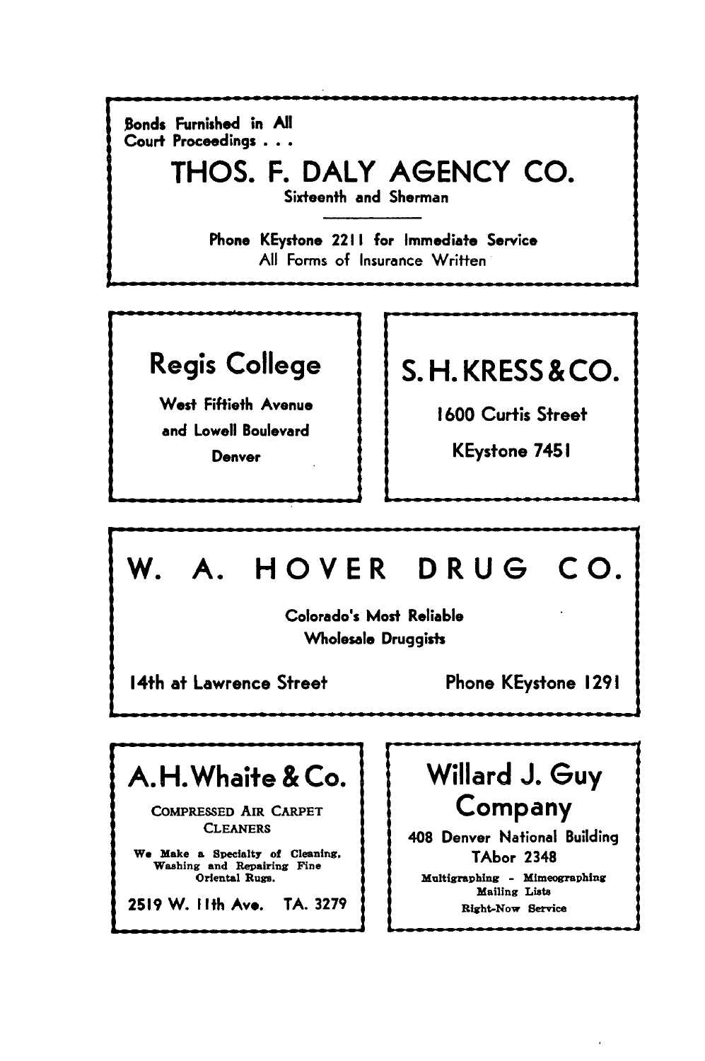Bonds Furnished in All
Court Proceedings . . .

## THOS. F. DALY AGENCY CO.

Sixteenth and Sherman

---

Phone KEystone 2211 for Immediate Service
All Forms of Insurance Written

## Regis College

West Fiftieth Avenue
and Lowell Boulevard
Denver

## S. H. KRESS & CO.

1600 Curtis Street

KEystone 7451

## W. A. HOVER DRUG CO.

Colorado's Most Reliable
Wholesale Druggists

14th at Lawrence Street

Phone KEystone 1291

## A. H. Whaite & Co.

COMPRESSED AIR CARPET
CLEANERS

We Make a Specialty of Cleaning, Washing and Repairing Fine Oriental Rugs.

2519 W. 11th Ave. TA. 3279

## Willard J. Guy Company

408 Denver National Building
TAbor 2348

Multigraphing - Mimeographing
Mailing Lists
Right-Now Service